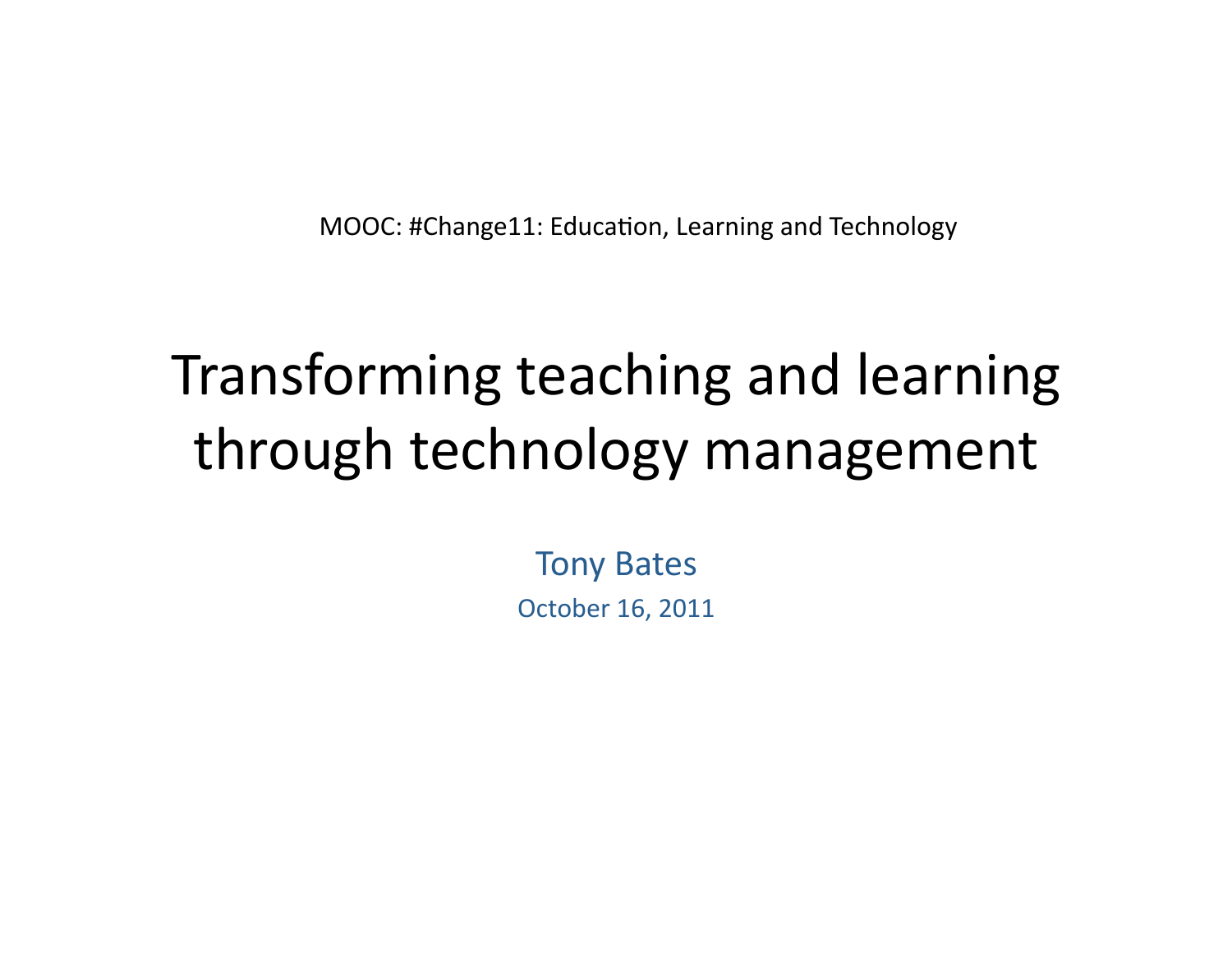MOOC: #Change11: Education, Learning and Technology

# Transforming teaching and learning through technology management

Tony Bates

October 16, 2011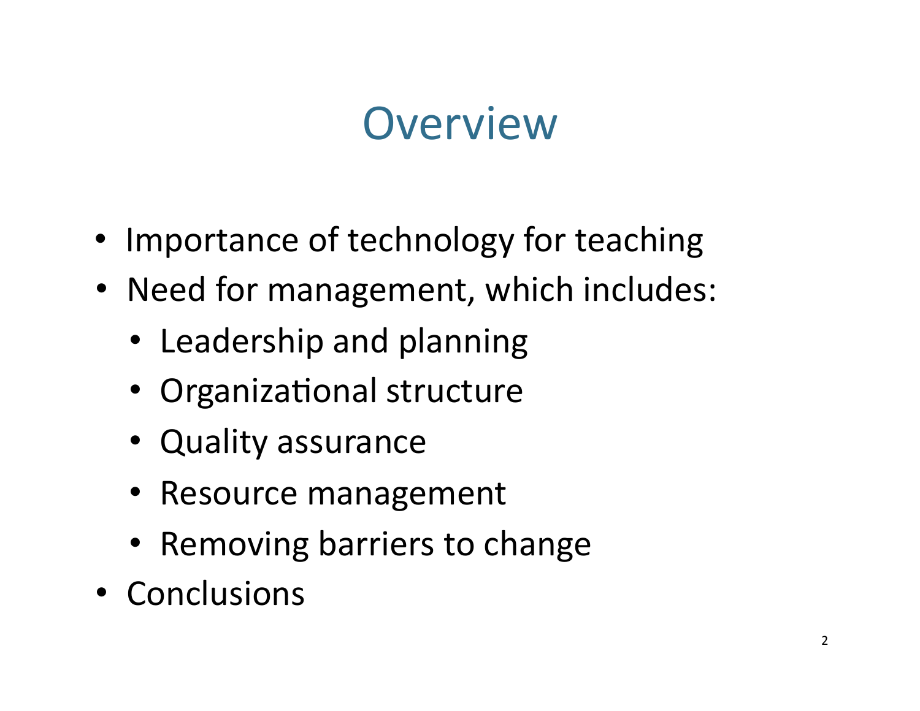# Overview

- Importance of technology for teaching
- Need for management, which includes:
  - Leadership and planning
  - Organizational structure
  - Quality assurance
  - Resource management
  - Removing barriers to change
- Conclusions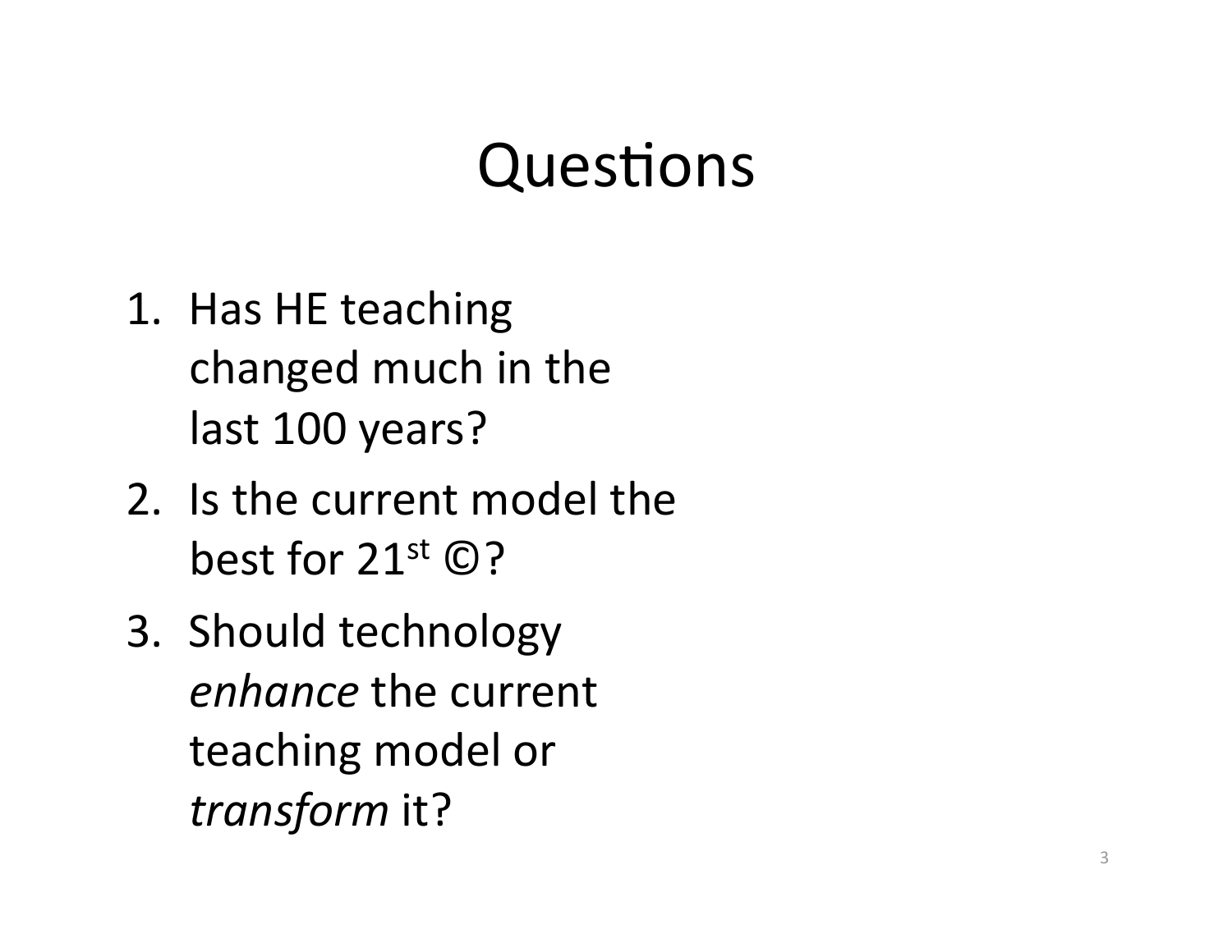# Questions

1. Has HE teaching changed much in the last 100 years?
2. Is the current model the best for 21st ©?
3. Should technology *enhance* the current teaching model or *transform* it?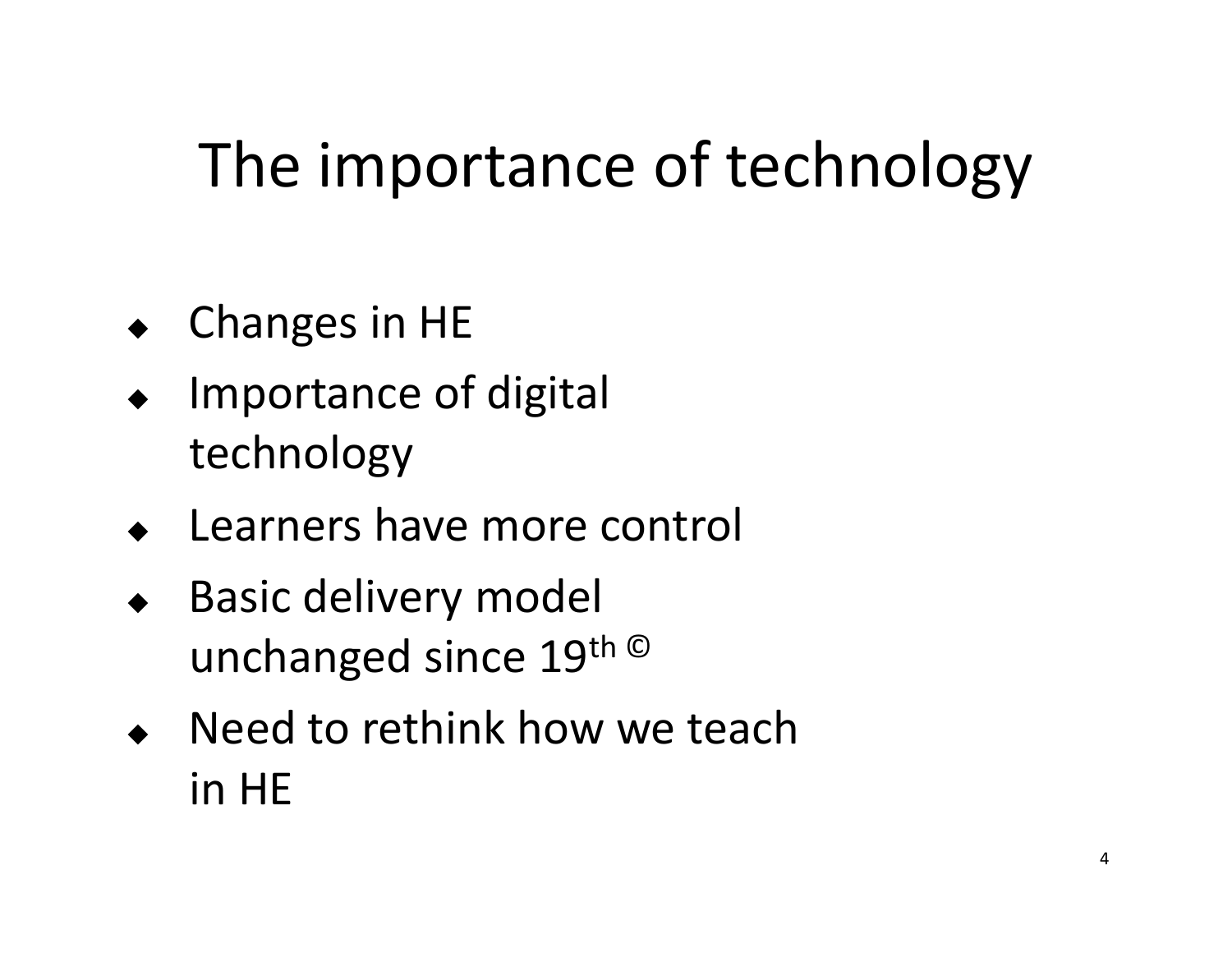# The importance of technology

- Changes in HE
- Importance of digital technology
- Learners have more control
- Basic delivery model unchanged since 19th ©
- Need to rethink how we teach in HE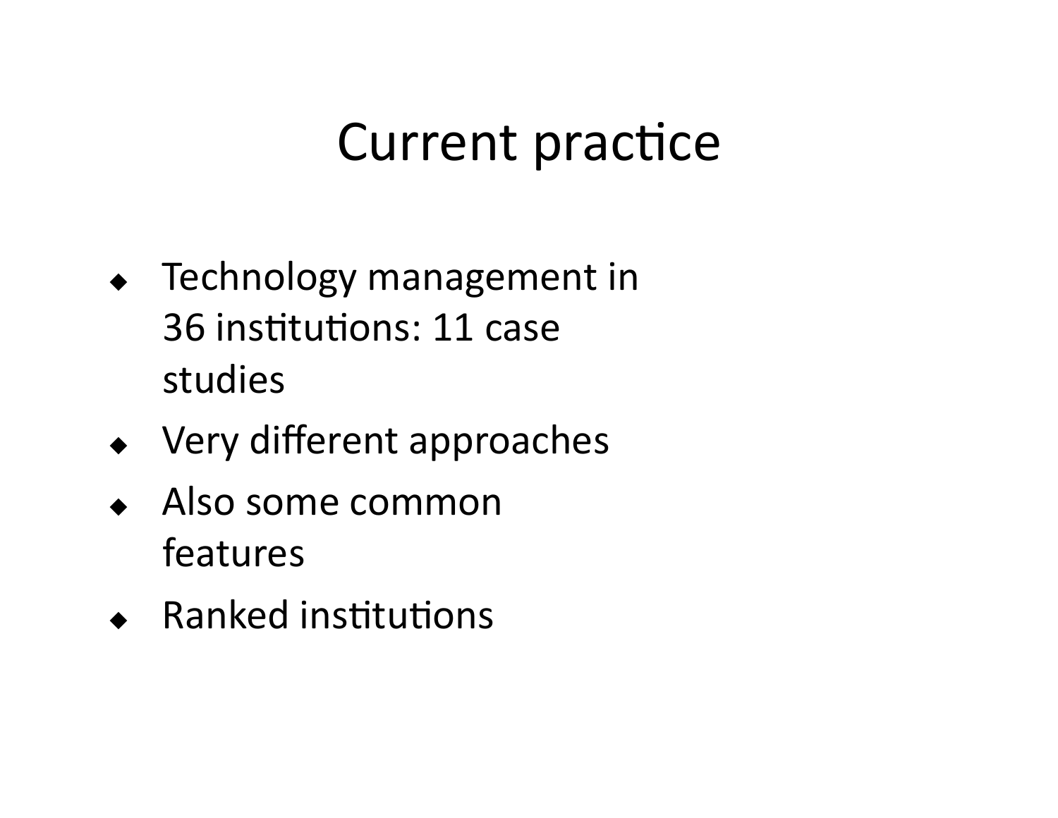# Current practice

- Technology management in 36 institutions: 11 case studies
- Very different approaches
- Also some common features
- Ranked institutions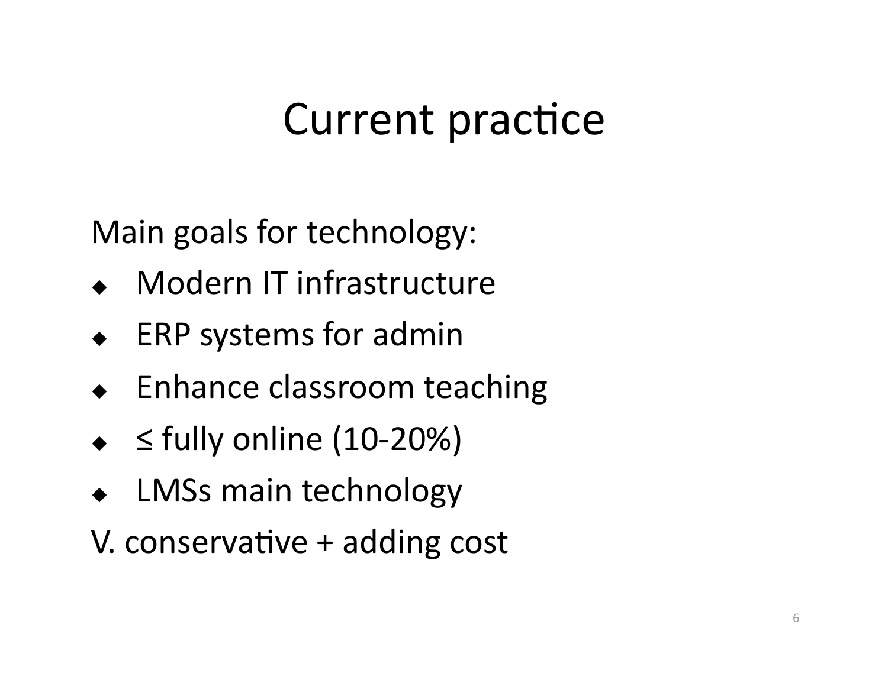# Current practice

Main goals for technology:

- Modern IT infrastructure
- ERP systems for admin
- Enhance classroom teaching
- $\leq$ fully online (10-20%)
- LMSs main technology

V. conservative + adding cost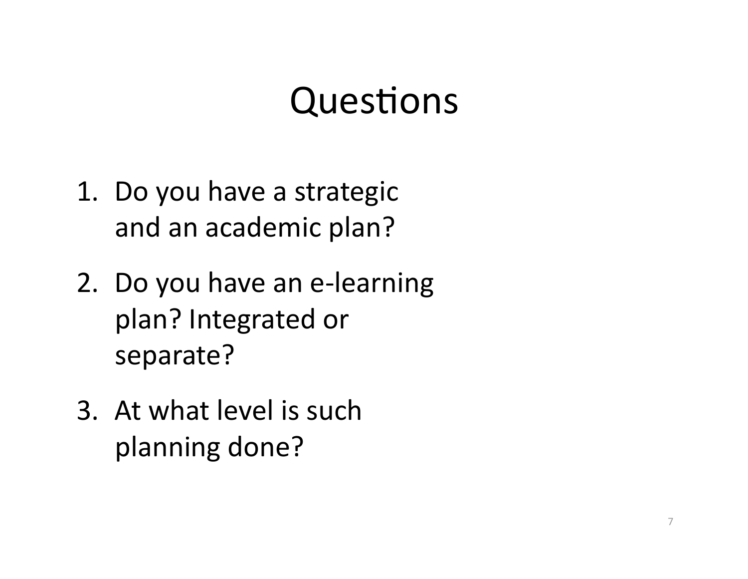# Questions

1. Do you have a strategic and an academic plan?
2. Do you have an e-learning plan? Integrated or separate?
3. At what level is such planning done?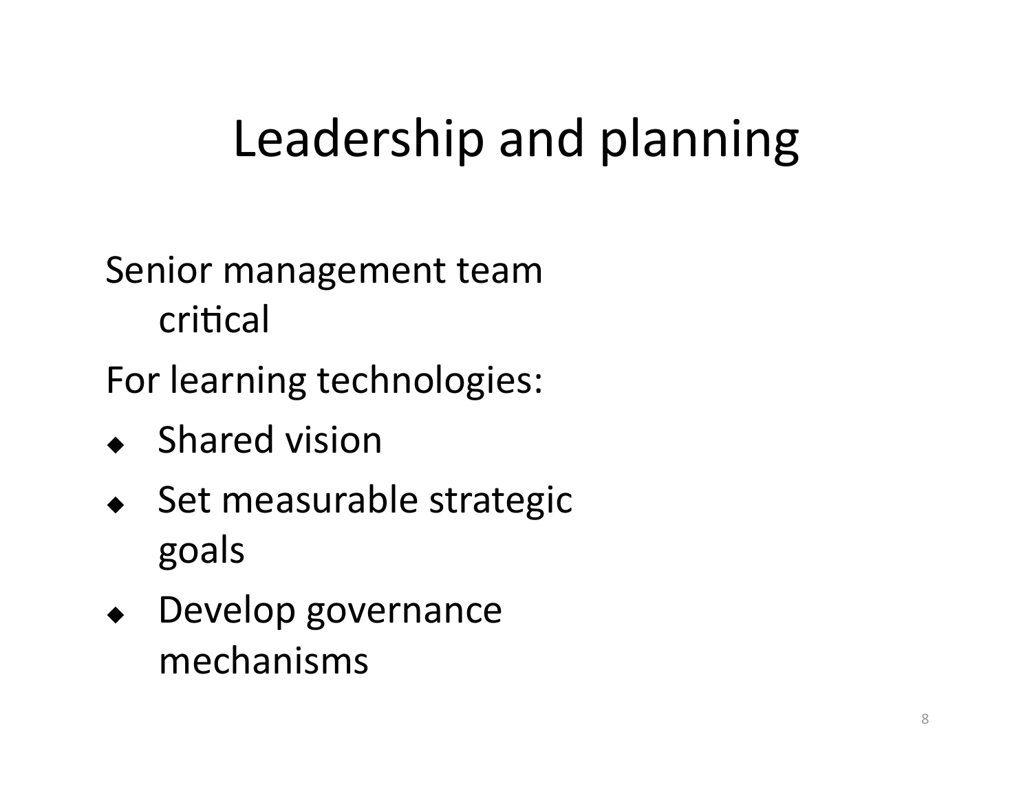# Leadership and planning

Senior management team critical

For learning technologies:

- Shared vision
- Set measurable strategic goals
- Develop governance mechanisms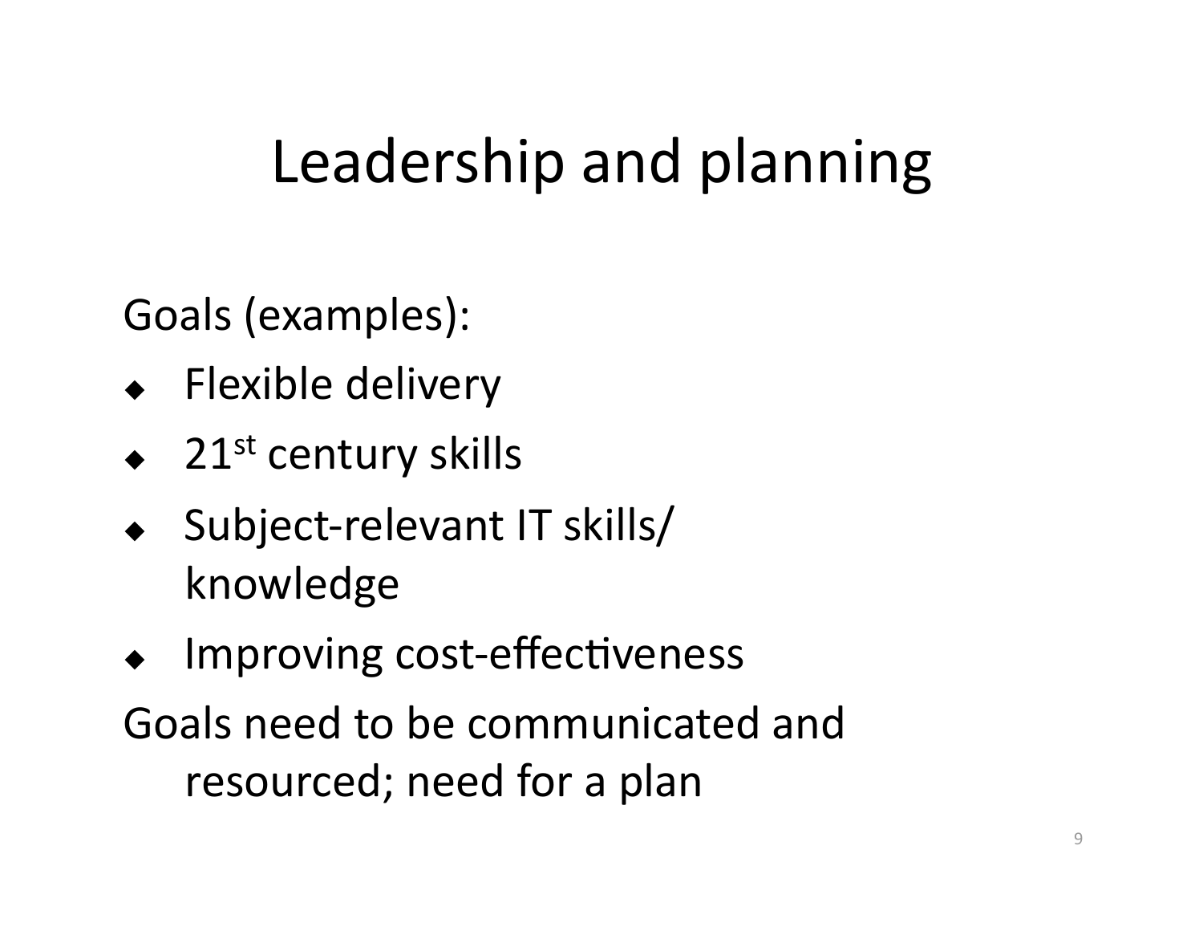# Leadership and planning

Goals (examples):

- Flexible delivery
- 21st century skills
- Subject-relevant IT skills/ knowledge
- Improving cost-effectiveness

Goals need to be communicated and resourced; need for a plan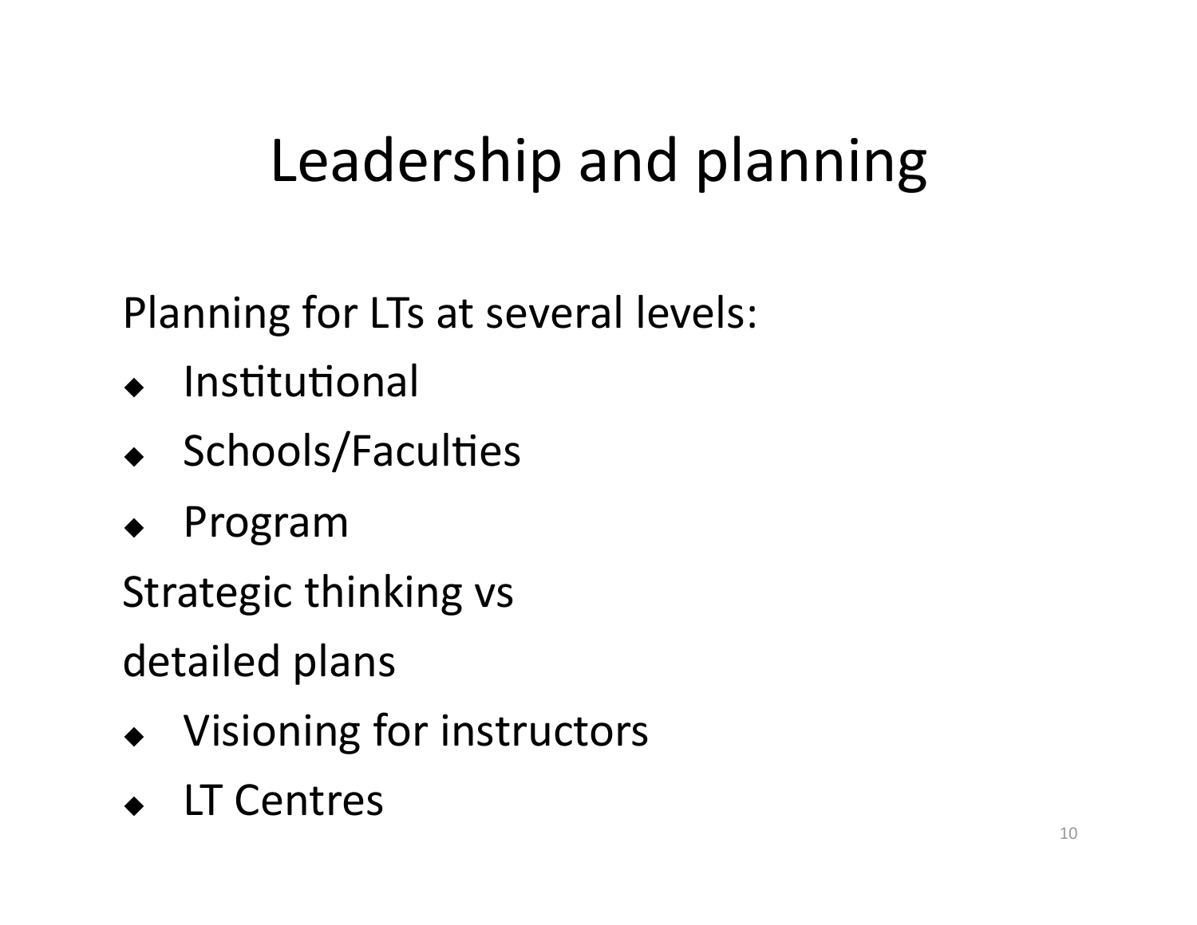# Leadership and planning

Planning for LTs at several levels:

- Institutional
- Schools/Faculties
- Program

Strategic thinking vs

detailed plans

- Visioning for instructors
- LT Centres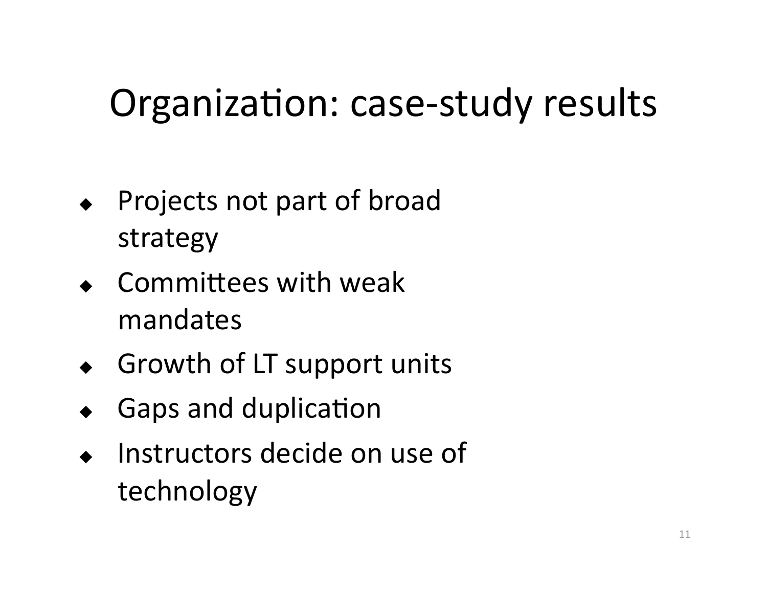# Organization: case-study results

- Projects not part of broad strategy
- Committees with weak mandates
- Growth of LT support units
- Gaps and duplication
- Instructors decide on use of technology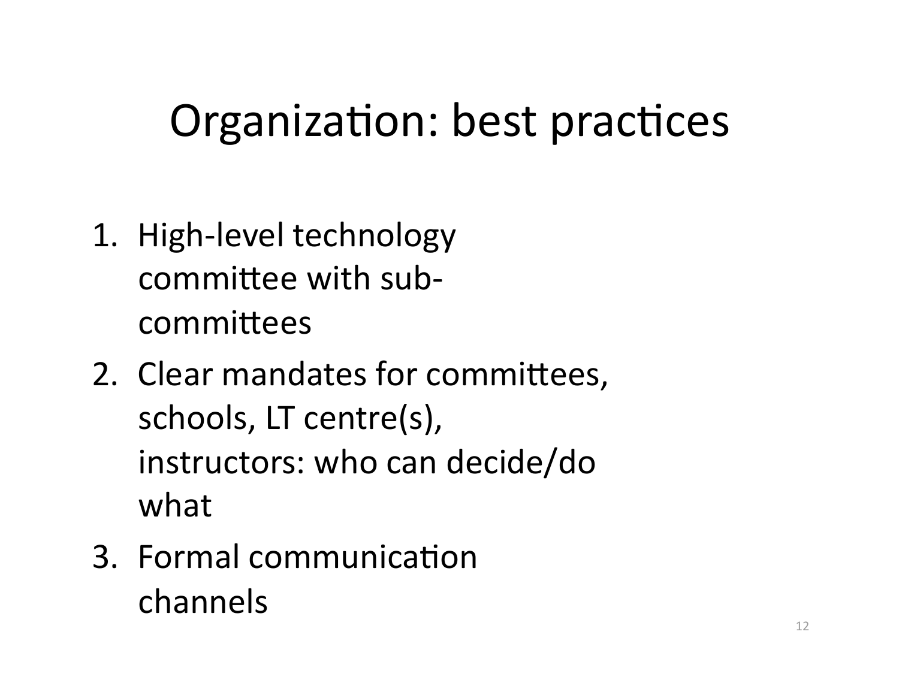# Organization: best practices

1. High-level technology committee with sub-committees
2. Clear mandates for committees, schools, LT centre(s), instructors: who can decide/do what
3. Formal communication channels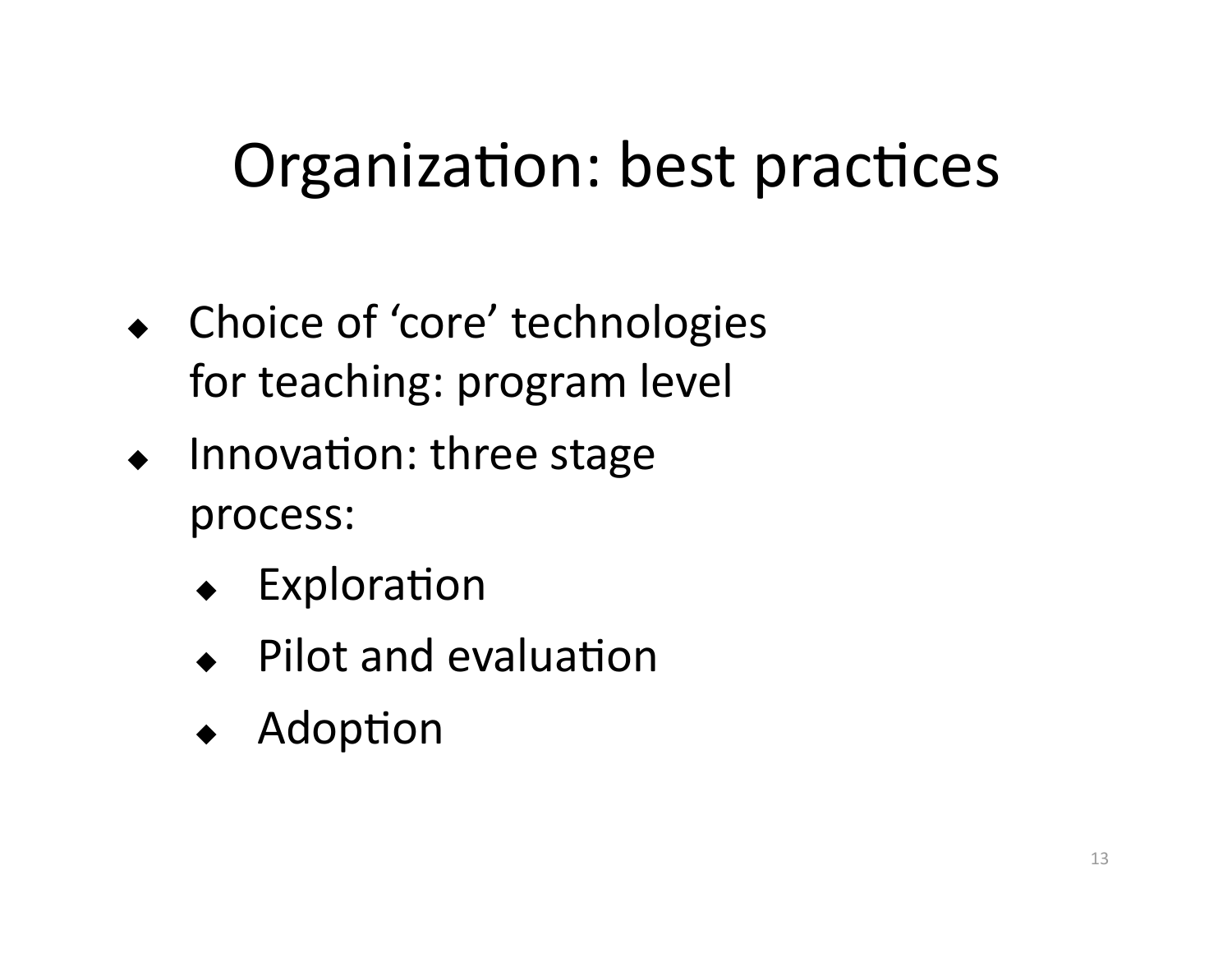# Organization: best practices

- Choice of 'core' technologies for teaching: program level
- Innovation: three stage process:
  - Exploration
  - Pilot and evaluation
  - Adoption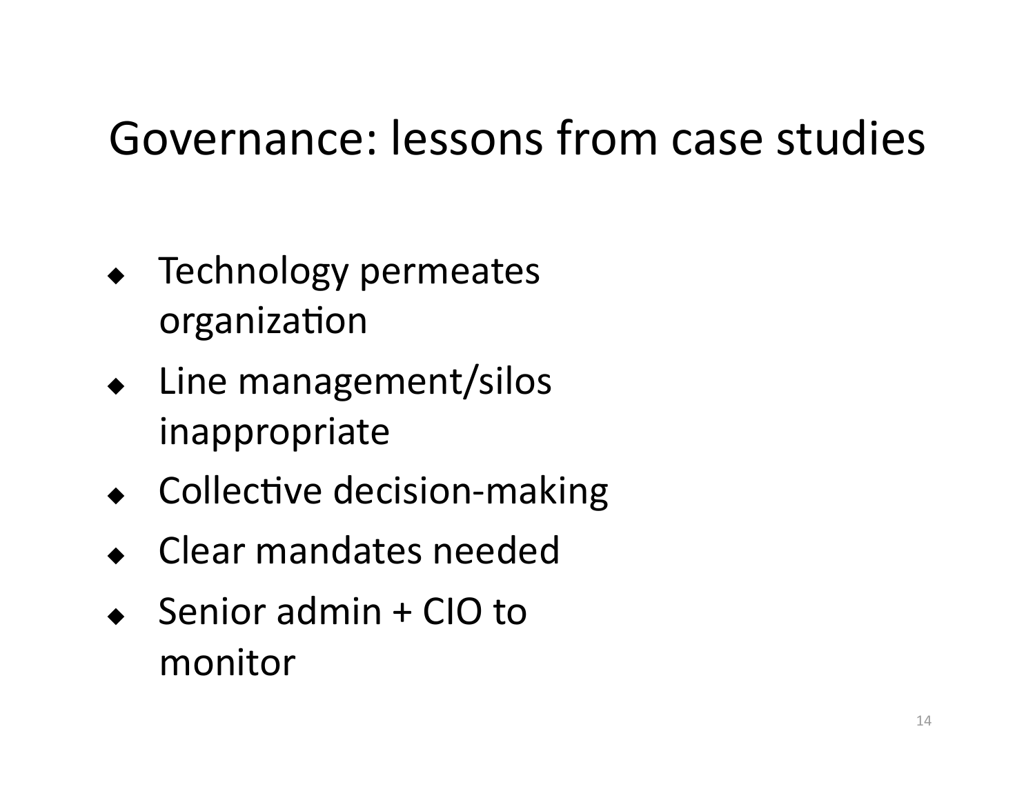# Governance: lessons from case studies

- Technology permeates organization
- Line management/silos inappropriate
- Collective decision-making
- Clear mandates needed
- Senior admin + CIO to monitor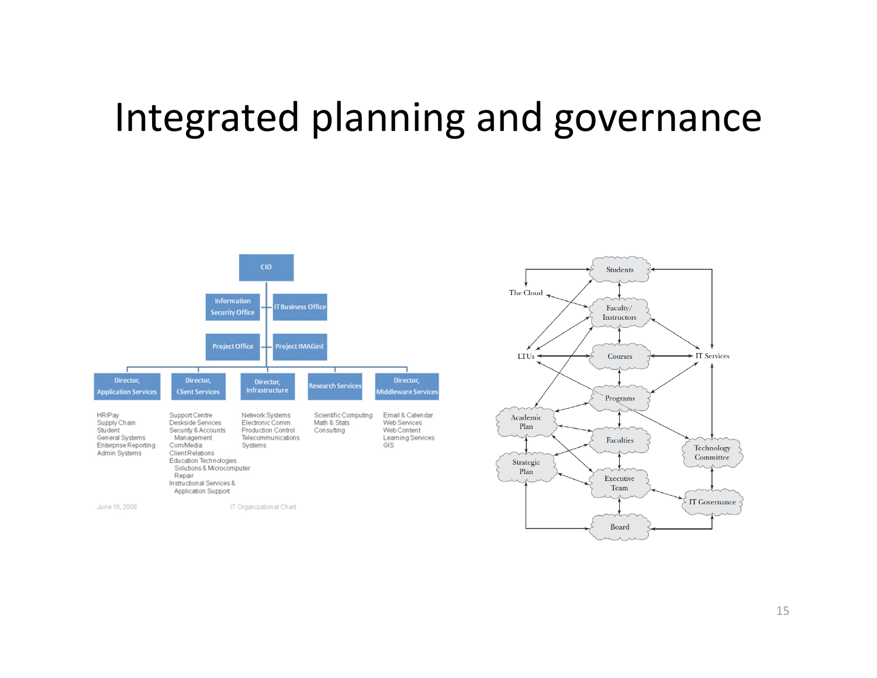# Integrated planning and governance

CIO

Information Security Office | IT Business Office

Project Office | Project IMAGinE

| Director, Application Services | Director, Client Services | Director, Infrastructure | Research Services | Director, Middleware Services |
|---|---|---|---|---|
| HR/Pay<br>Supply Chain<br>Student<br>General Systems<br>Enterprise Reporting<br>Admin Systems | Support Centre<br>Deskside Services<br>Security & Accounts Management<br>Com/Media<br>Client Relations<br>Education Technologies<br>Solutions & Microcomputer Repair<br>Instructional Services & Application Support | Network Systems<br>Electronic Comm.<br>Production Control<br>Telecommunications Systems | Scientific Computing<br>Math & Stats<br>Consulting | Email & Calendar<br>Web Services<br>Web Content<br>Learning Services<br>GIS |

June 16, 2008 IT Organizational Chart

Students, The Cloud, Faculty/ Instructors, LTUs, Courses, IT Services, Programs, Academic Plan, Faculties, Technology Committee, Strategic Plan, Executive Team, IT Governance, Board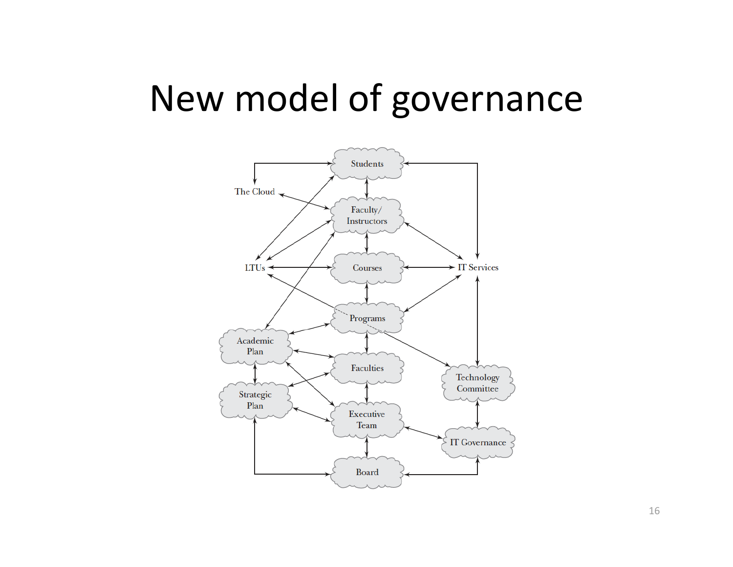# New model of governance

Students

The Cloud

Faculty/ Instructors

LTUs

Courses

IT Services

Programs

Academic Plan

Faculties

Technology Committee

Strategic Plan

Executive Team

IT Governance

Board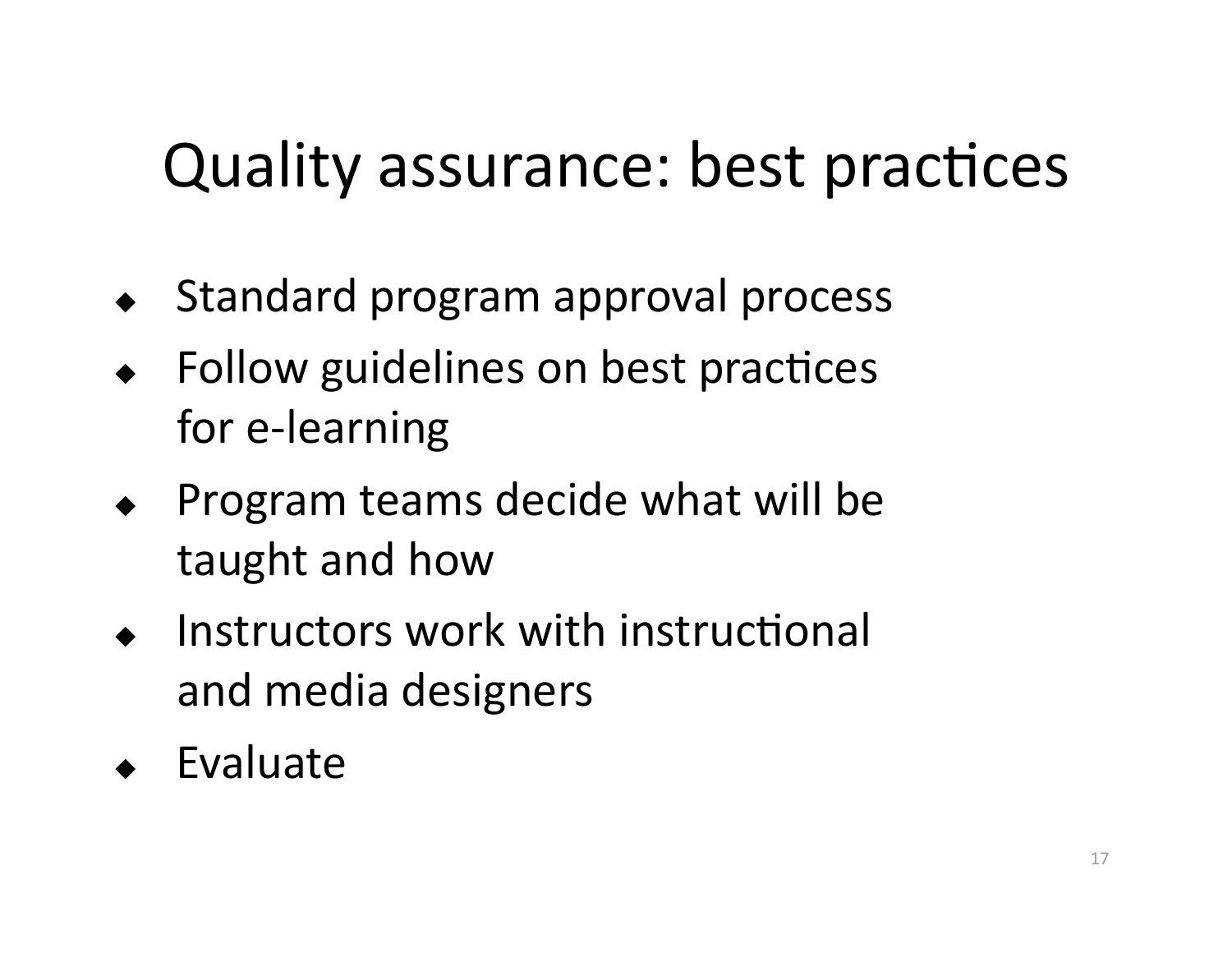# Quality assurance: best practices

- Standard program approval process
- Follow guidelines on best practices for e-learning
- Program teams decide what will be taught and how
- Instructors work with instructional and media designers
- Evaluate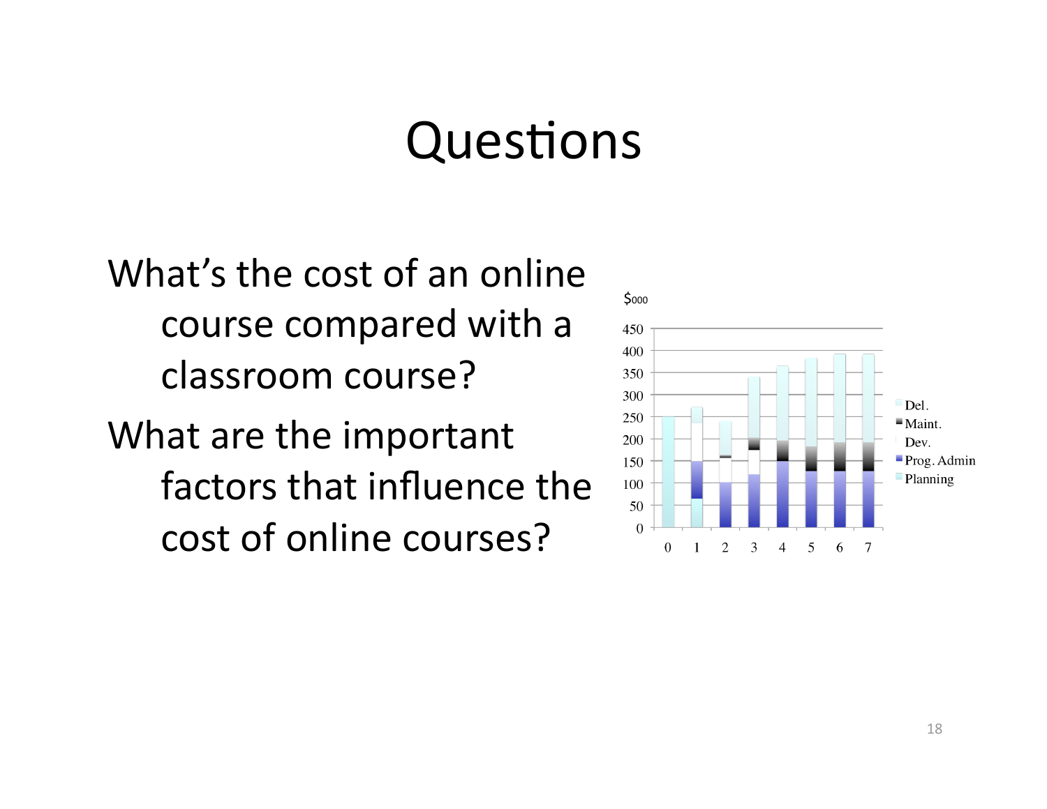# Questions

What's the cost of an online course compared with a classroom course?

What are the important factors that influence the cost of online courses?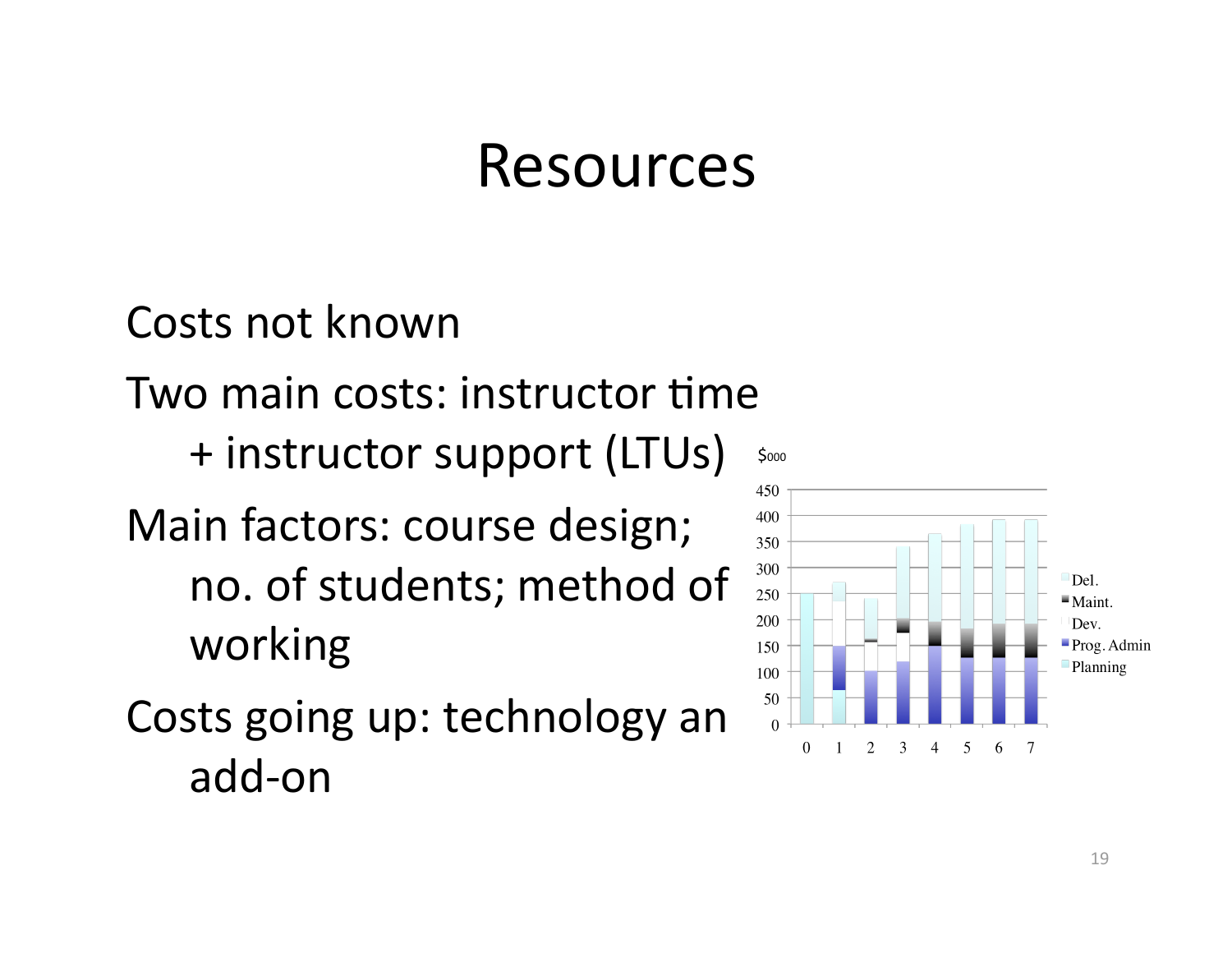# Resources

Costs not known

Two main costs: instructor time
+ instructor support (LTUs)

Main factors: course design; no. of students; method of working

Costs going up: technology an add-on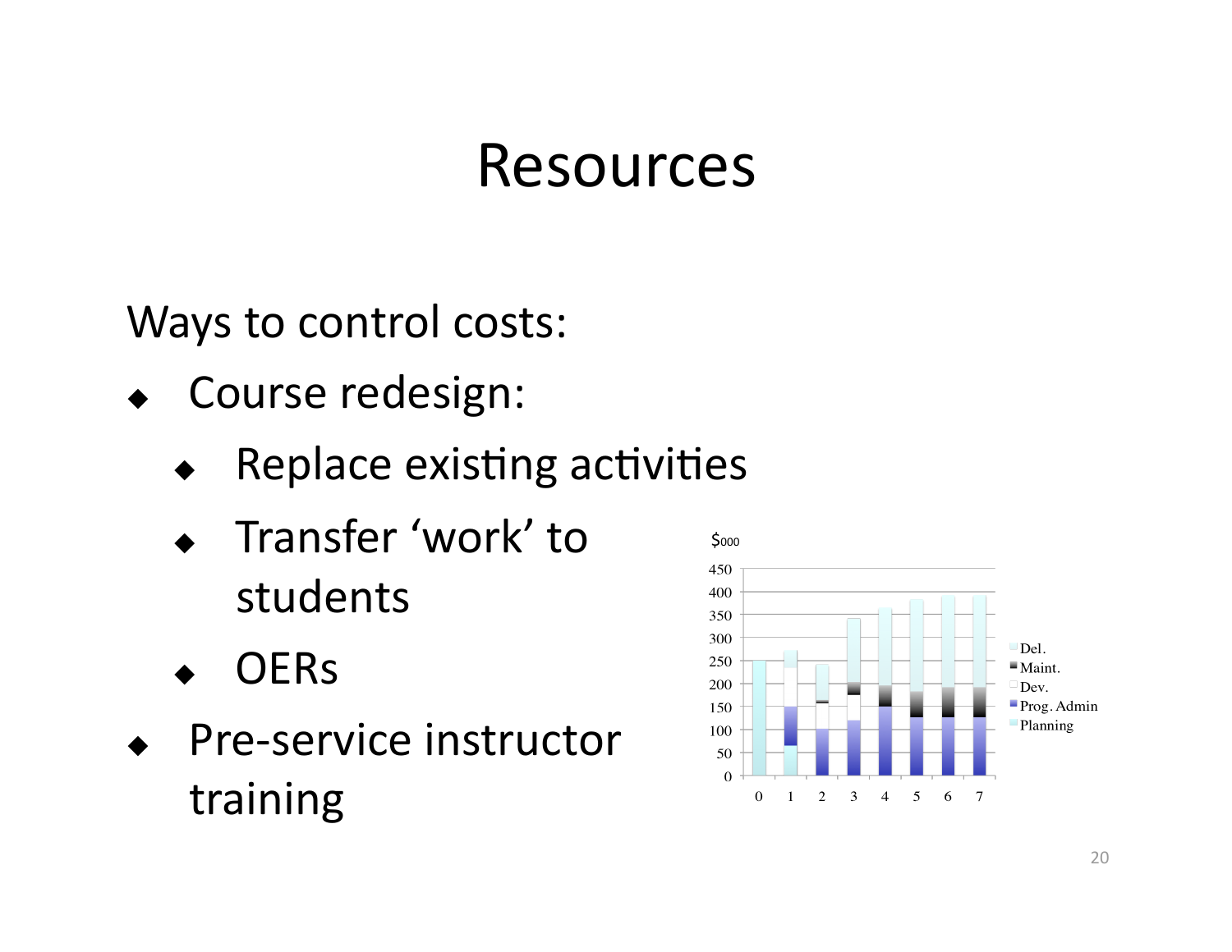# Resources

Ways to control costs:

- Course redesign:
  - Replace existing activities
  - Transfer 'work' to students
  - OERs
- Pre-service instructor training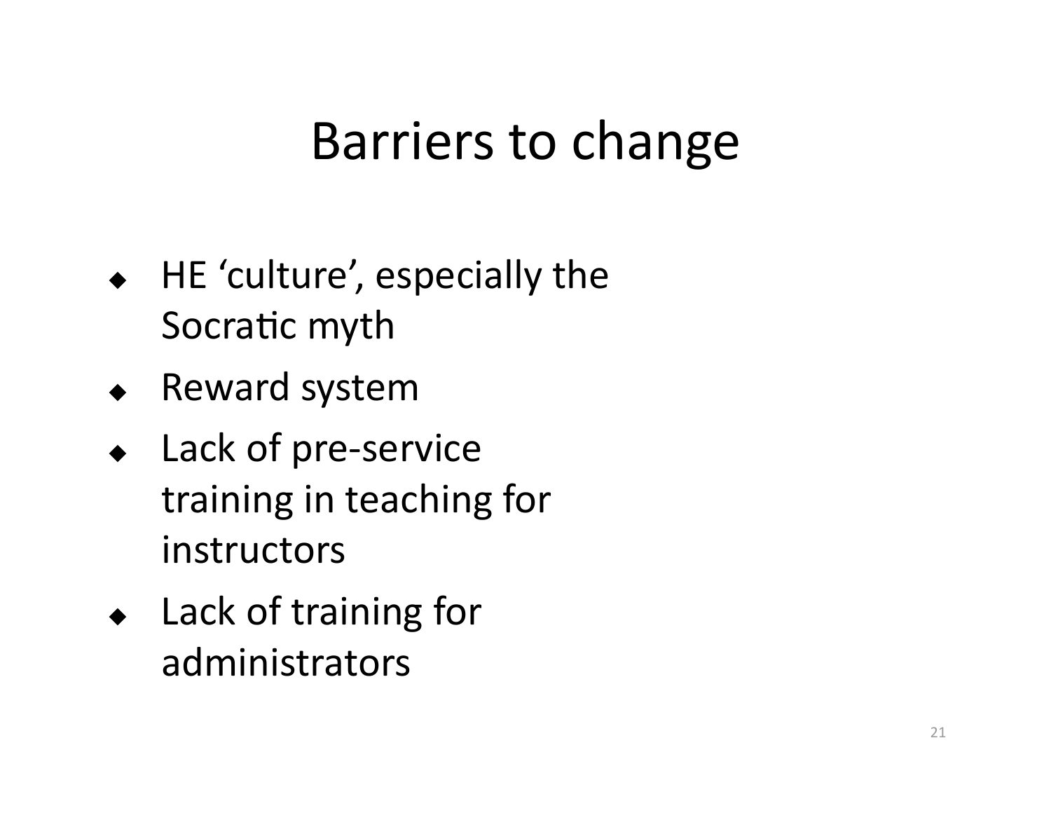# Barriers to change

- HE 'culture', especially the Socratic myth
- Reward system
- Lack of pre-service training in teaching for instructors
- Lack of training for administrators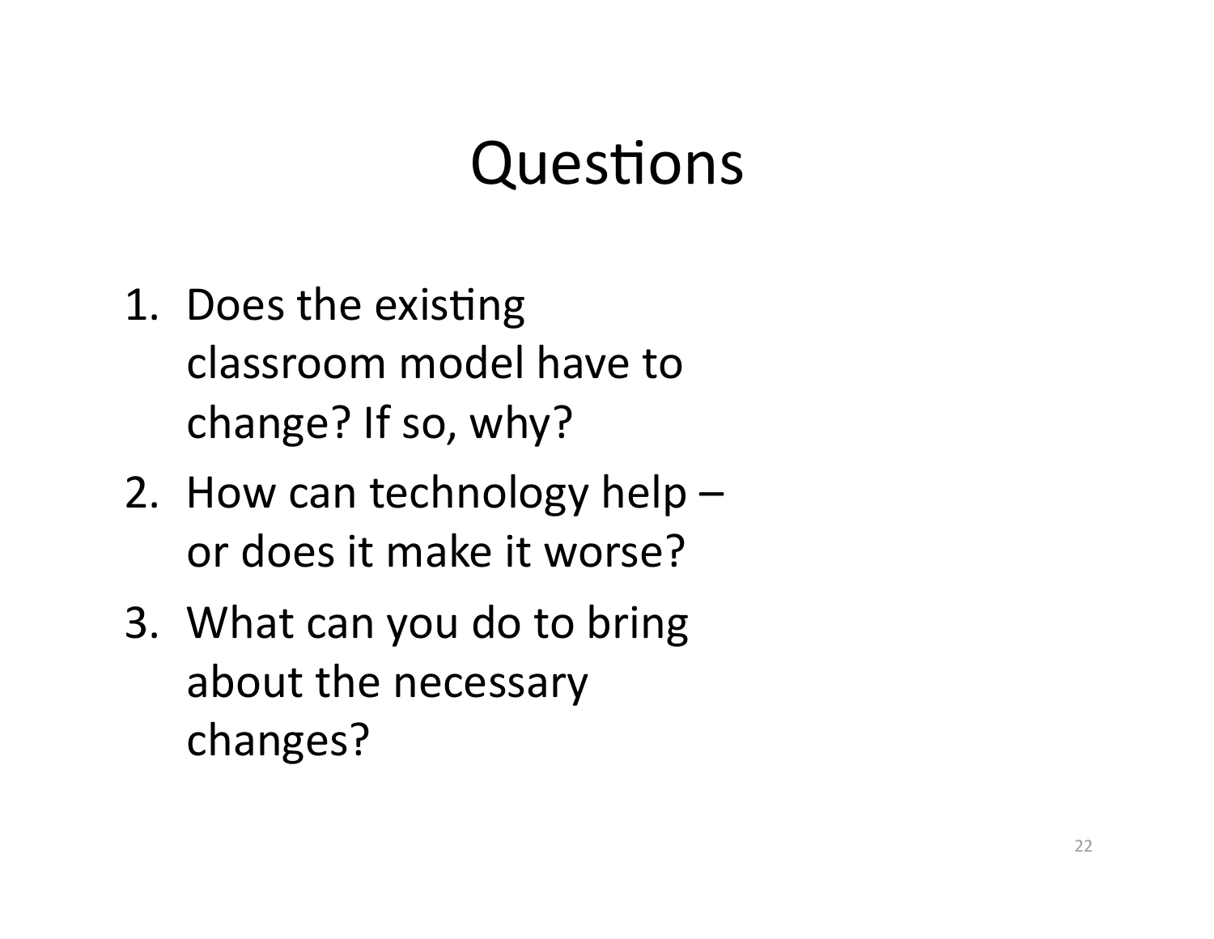# Questions

1. Does the existing classroom model have to change? If so, why?
2. How can technology help – or does it make it worse?
3. What can you do to bring about the necessary changes?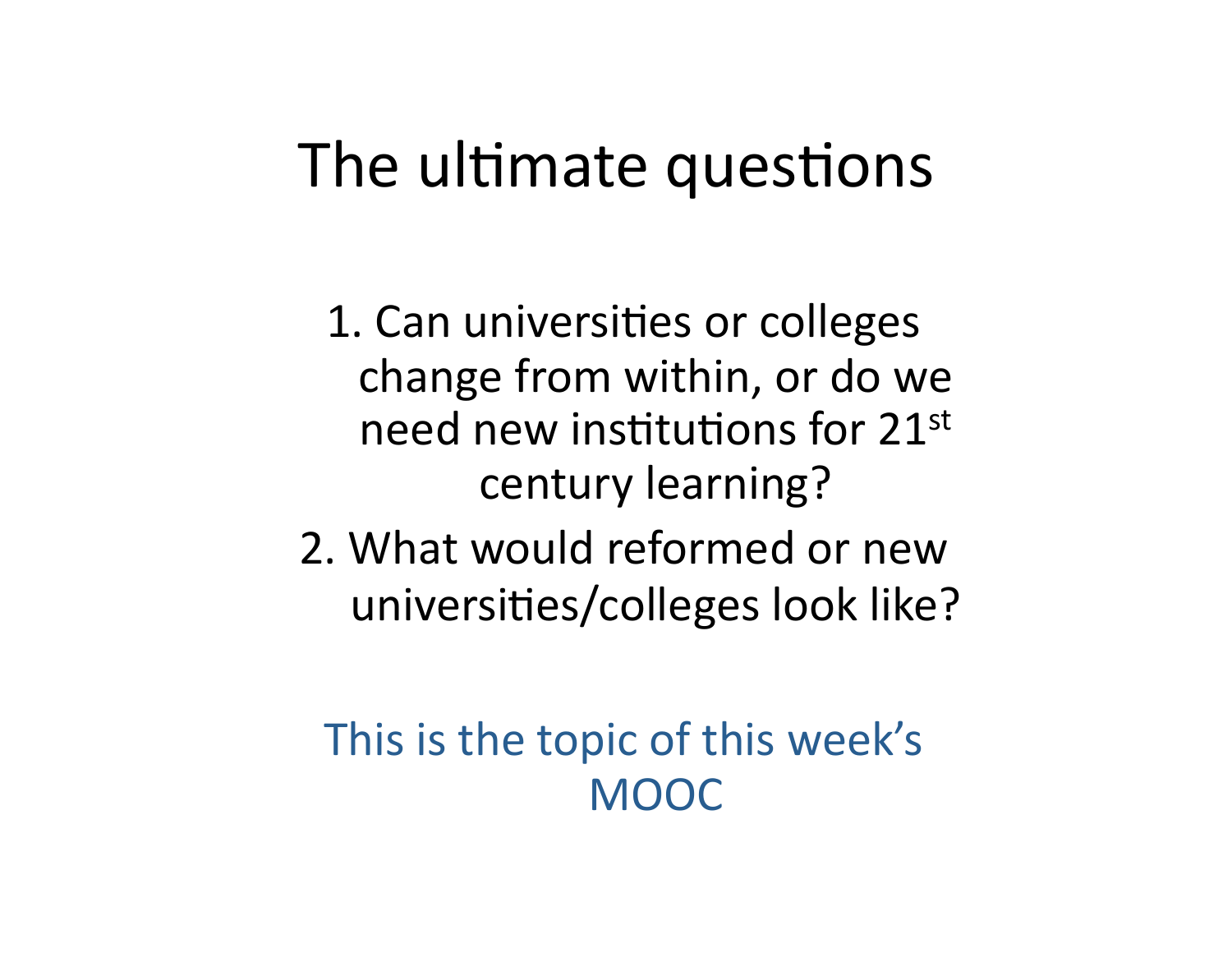# The ultimate questions

1. Can universities or colleges change from within, or do we need new institutions for 21st century learning?
2. What would reformed or new universities/colleges look like?

This is the topic of this week's MOOC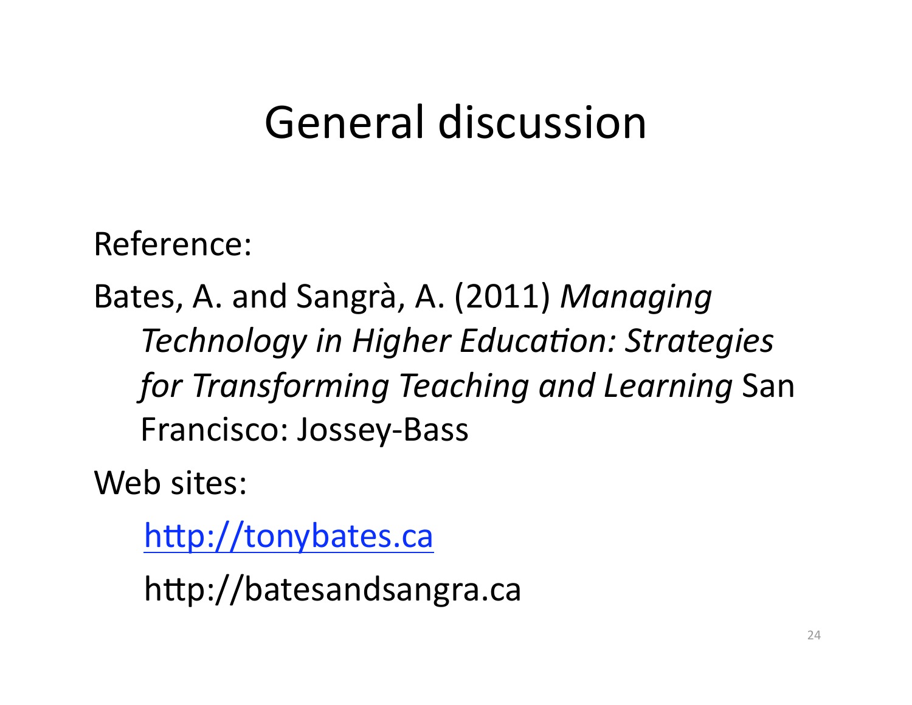# General discussion

Reference:

Bates, A. and Sangrà, A. (2011) *Managing Technology in Higher Education: Strategies for Transforming Teaching and Learning* San Francisco: Jossey-Bass

Web sites:

[http://tonybates.ca](http://tonybates.ca)

http://batesandsangra.ca